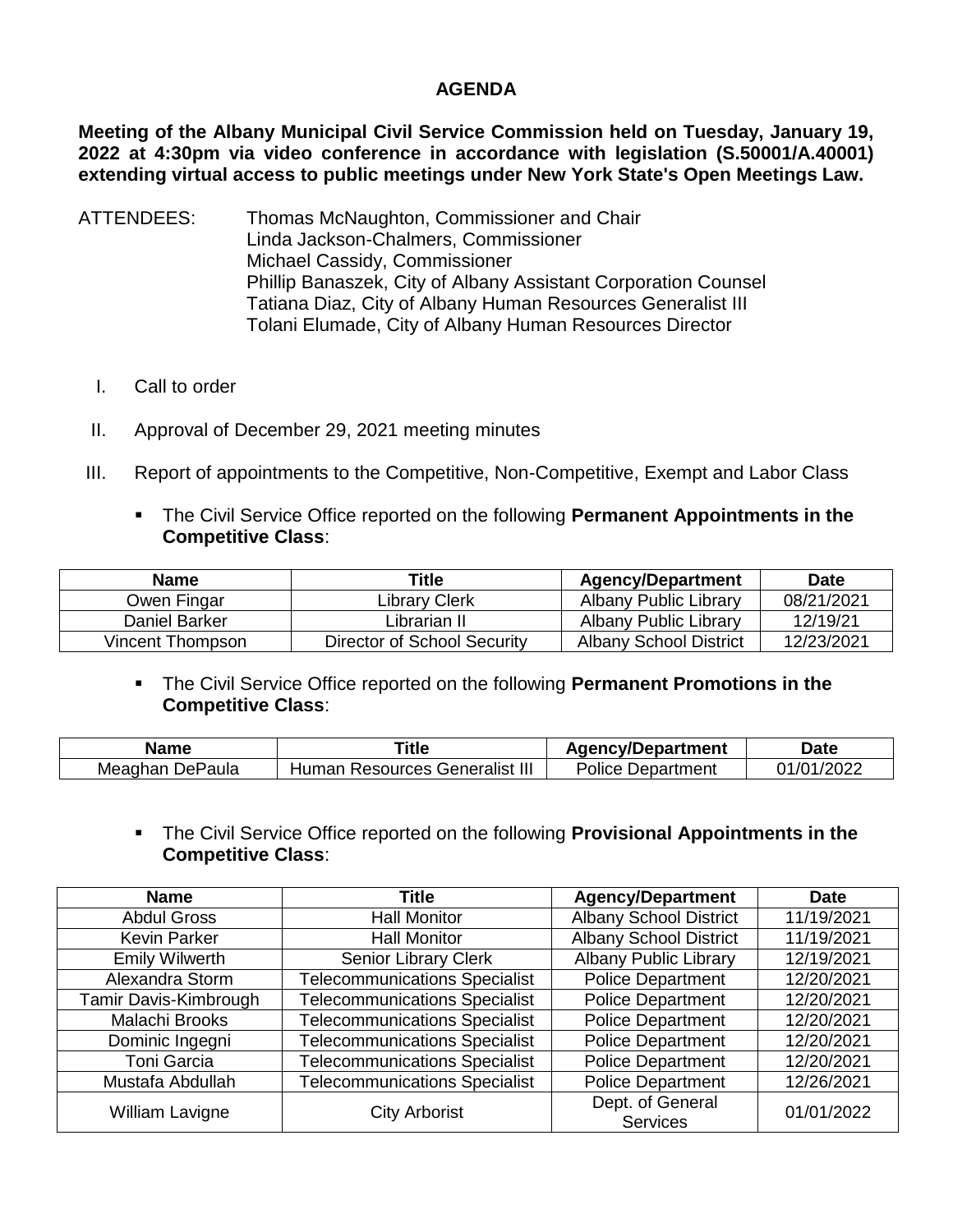# AGENDA

**Meeting of the Albany Municipal Civil Service Commission held on Tuesday, January 19, 2022 at 4:30pm via video conference in accordance with legislation (S.50001/A.40001) extending virtual access to public meetings under New York State's Open Meetings Law.**

ATTENDEES:
Thomas McNaughton, Commissioner and Chair
Linda Jackson-Chalmers, Commissioner
Michael Cassidy, Commissioner
Phillip Banaszek, City of Albany Assistant Corporation Counsel
Tatiana Diaz, City of Albany Human Resources Generalist III
Tolani Elumade, City of Albany Human Resources Director

I. Call to order

II. Approval of December 29, 2021 meeting minutes

III. Report of appointments to the Competitive, Non-Competitive, Exempt and Labor Class

- The Civil Service Office reported on the following **Permanent Appointments in the Competitive Class**:

| Name | Title | Agency/Department | Date |
|---|---|---|---|
| Owen Fingar | Library Clerk | Albany Public Library | 08/21/2021 |
| Daniel Barker | Librarian II | Albany Public Library | 12/19/21 |
| Vincent Thompson | Director of School Security | Albany School District | 12/23/2021 |

- The Civil Service Office reported on the following **Permanent Promotions in the Competitive Class**:

| Name | Title | Agency/Department | Date |
|---|---|---|---|
| Meaghan DePaula | Human Resources Generalist III | Police Department | 01/01/2022 |

- The Civil Service Office reported on the following **Provisional Appointments in the Competitive Class**:

| Name | Title | Agency/Department | Date |
|---|---|---|---|
| Abdul Gross | Hall Monitor | Albany School District | 11/19/2021 |
| Kevin Parker | Hall Monitor | Albany School District | 11/19/2021 |
| Emily Wilwerth | Senior Library Clerk | Albany Public Library | 12/19/2021 |
| Alexandra Storm | Telecommunications Specialist | Police Department | 12/20/2021 |
| Tamir Davis-Kimbrough | Telecommunications Specialist | Police Department | 12/20/2021 |
| Malachi Brooks | Telecommunications Specialist | Police Department | 12/20/2021 |
| Dominic Ingegni | Telecommunications Specialist | Police Department | 12/20/2021 |
| Toni Garcia | Telecommunications Specialist | Police Department | 12/20/2021 |
| Mustafa Abdullah | Telecommunications Specialist | Police Department | 12/26/2021 |
| William Lavigne | City Arborist | Dept. of General Services | 01/01/2022 |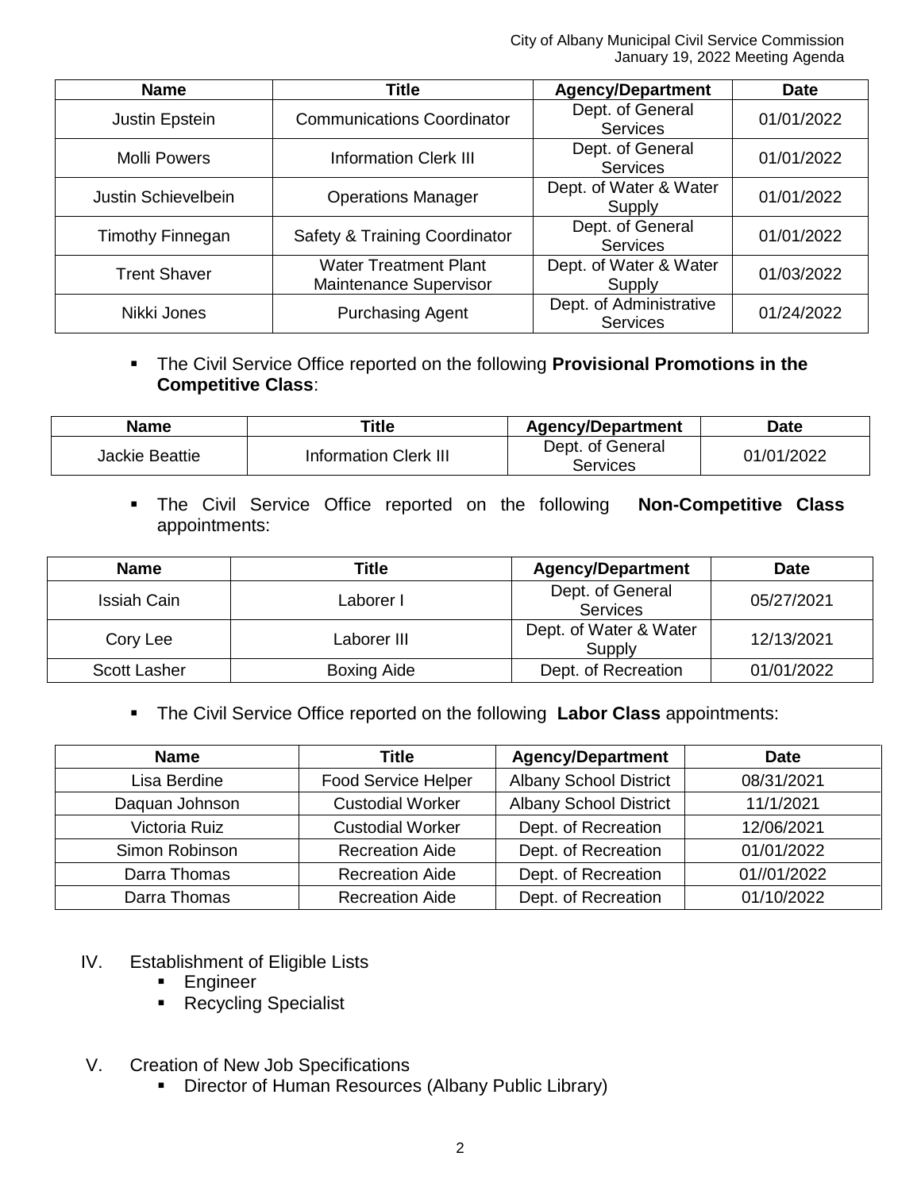| Name | Title | Agency/Department | Date |
|---|---|---|---|
| Justin Epstein | Communications Coordinator | Dept. of General Services | 01/01/2022 |
| Molli Powers | Information Clerk III | Dept. of General Services | 01/01/2022 |
| Justin Schievelbein | Operations Manager | Dept. of Water & Water Supply | 01/01/2022 |
| Timothy Finnegan | Safety & Training Coordinator | Dept. of General Services | 01/01/2022 |
| Trent Shaver | Water Treatment Plant Maintenance Supervisor | Dept. of Water & Water Supply | 01/03/2022 |
| Nikki Jones | Purchasing Agent | Dept. of Administrative Services | 01/24/2022 |

- The Civil Service Office reported on the following **Provisional Promotions in the Competitive Class**:

| Name | Title | Agency/Department | Date |
|---|---|---|---|
| Jackie Beattie | Information Clerk III | Dept. of General Services | 01/01/2022 |

- The Civil Service Office reported on the following **Non-Competitive Class** appointments:

| Name | Title | Agency/Department | Date |
|---|---|---|---|
| Issiah Cain | Laborer I | Dept. of General Services | 05/27/2021 |
| Cory Lee | Laborer III | Dept. of Water & Water Supply | 12/13/2021 |
| Scott Lasher | Boxing Aide | Dept. of Recreation | 01/01/2022 |

- The Civil Service Office reported on the following **Labor Class** appointments:

| Name | Title | Agency/Department | Date |
|---|---|---|---|
| Lisa Berdine | Food Service Helper | Albany School District | 08/31/2021 |
| Daquan Johnson | Custodial Worker | Albany School District | 11/1/2021 |
| Victoria Ruiz | Custodial Worker | Dept. of Recreation | 12/06/2021 |
| Simon Robinson | Recreation Aide | Dept. of Recreation | 01/01/2022 |
| Darra Thomas | Recreation Aide | Dept. of Recreation | 01//01/2022 |
| Darra Thomas | Recreation Aide | Dept. of Recreation | 01/10/2022 |

IV. Establishment of Eligible Lists
   - Engineer
   - Recycling Specialist

V. Creation of New Job Specifications
   - Director of Human Resources (Albany Public Library)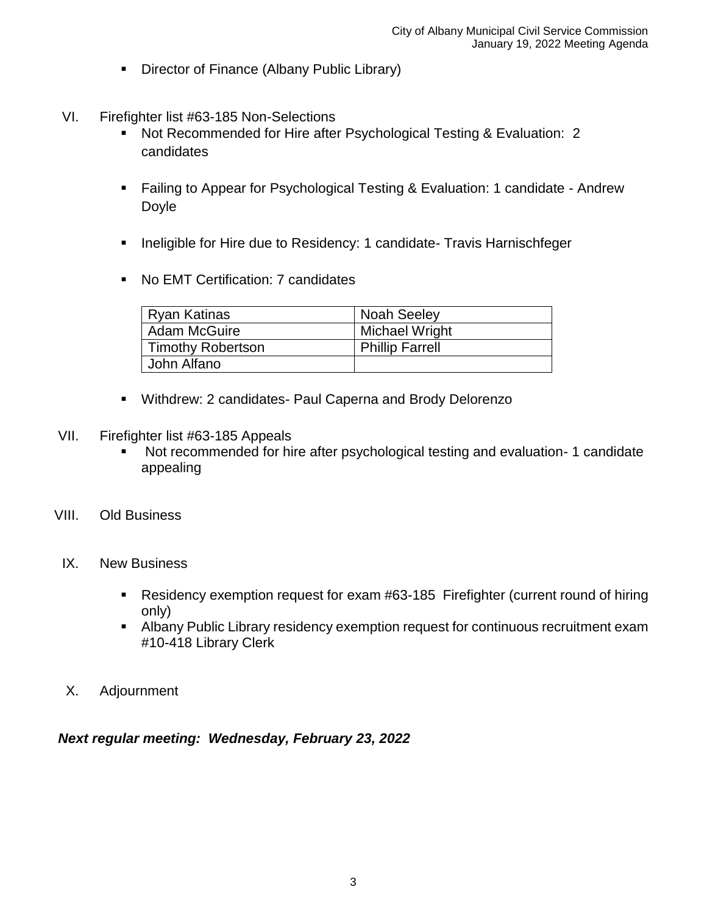- Director of Finance (Albany Public Library)

VI. Firefighter list #63-185 Non-Selections

- Not Recommended for Hire after Psychological Testing & Evaluation: 2 candidates

- Failing to Appear for Psychological Testing & Evaluation: 1 candidate - Andrew Doyle

- Ineligible for Hire due to Residency: 1 candidate- Travis Harnischfeger

- No EMT Certification: 7 candidates

| | |
|---|---|
| Ryan Katinas | Noah Seeley |
| Adam McGuire | Michael Wright |
| Timothy Robertson | Phillip Farrell |
| John Alfano | |

- Withdrew: 2 candidates- Paul Caperna and Brody Delorenzo

VII. Firefighter list #63-185 Appeals

- Not recommended for hire after psychological testing and evaluation- 1 candidate appealing

VIII. Old Business

IX. New Business

- Residency exemption request for exam #63-185 Firefighter (current round of hiring only)
- Albany Public Library residency exemption request for continuous recruitment exam #10-418 Library Clerk

X. Adjournment

***Next regular meeting: Wednesday, February 23, 2022***